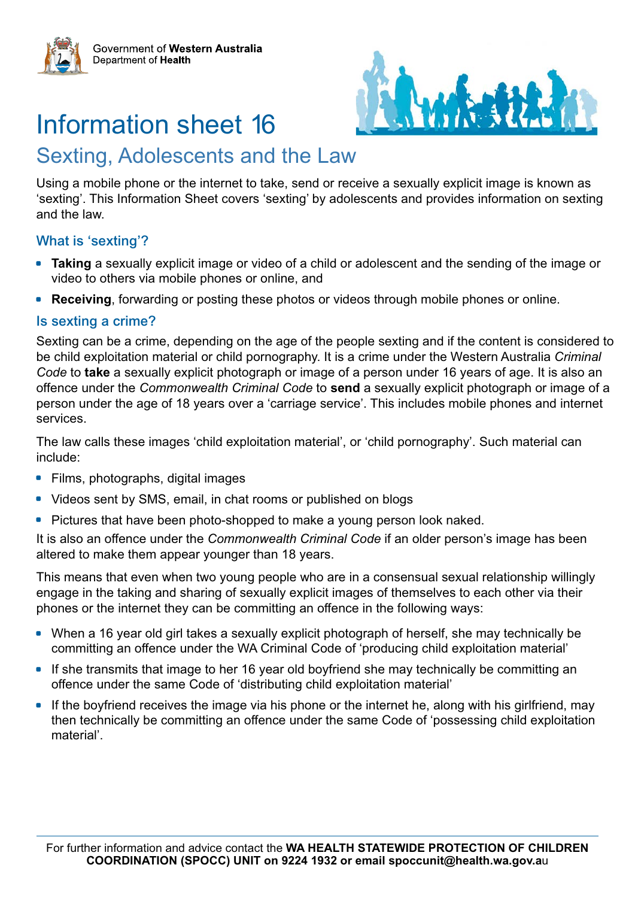Government of **Western Australia**
Department of **Health**

# Information sheet 16

## Sexting, Adolescents and the Law

Using a mobile phone or the internet to take, send or receive a sexually explicit image is known as 'sexting'. This Information Sheet covers 'sexting' by adolescents and provides information on sexting and the law.

### What is 'sexting'?

- **Taking** a sexually explicit image or video of a child or adolescent and the sending of the image or video to others via mobile phones or online, and
- **Receiving**, forwarding or posting these photos or videos through mobile phones or online.

### Is sexting a crime?

Sexting can be a crime, depending on the age of the people sexting and if the content is considered to be child exploitation material or child pornography. It is a crime under the Western Australia *Criminal Code* to **take** a sexually explicit photograph or image of a person under 16 years of age. It is also an offence under the *Commonwealth Criminal Code* to **send** a sexually explicit photograph or image of a person under the age of 18 years over a 'carriage service'. This includes mobile phones and internet services.

The law calls these images 'child exploitation material', or 'child pornography'. Such material can include:

- Films, photographs, digital images
- Videos sent by SMS, email, in chat rooms or published on blogs
- Pictures that have been photo-shopped to make a young person look naked.

It is also an offence under the *Commonwealth Criminal Code* if an older person's image has been altered to make them appear younger than 18 years.

This means that even when two young people who are in a consensual sexual relationship willingly engage in the taking and sharing of sexually explicit images of themselves to each other via their phones or the internet they can be committing an offence in the following ways:

- When a 16 year old girl takes a sexually explicit photograph of herself, she may technically be committing an offence under the WA Criminal Code of 'producing child exploitation material'
- If she transmits that image to her 16 year old boyfriend she may technically be committing an offence under the same Code of 'distributing child exploitation material'
- If the boyfriend receives the image via his phone or the internet he, along with his girlfriend, may then technically be committing an offence under the same Code of 'possessing child exploitation material'.

For further information and advice contact the **WA HEALTH STATEWIDE PROTECTION OF CHILDREN COORDINATION (SPOCC) UNIT on 9224 1932 or email spoccunit@health.wa.gov.au**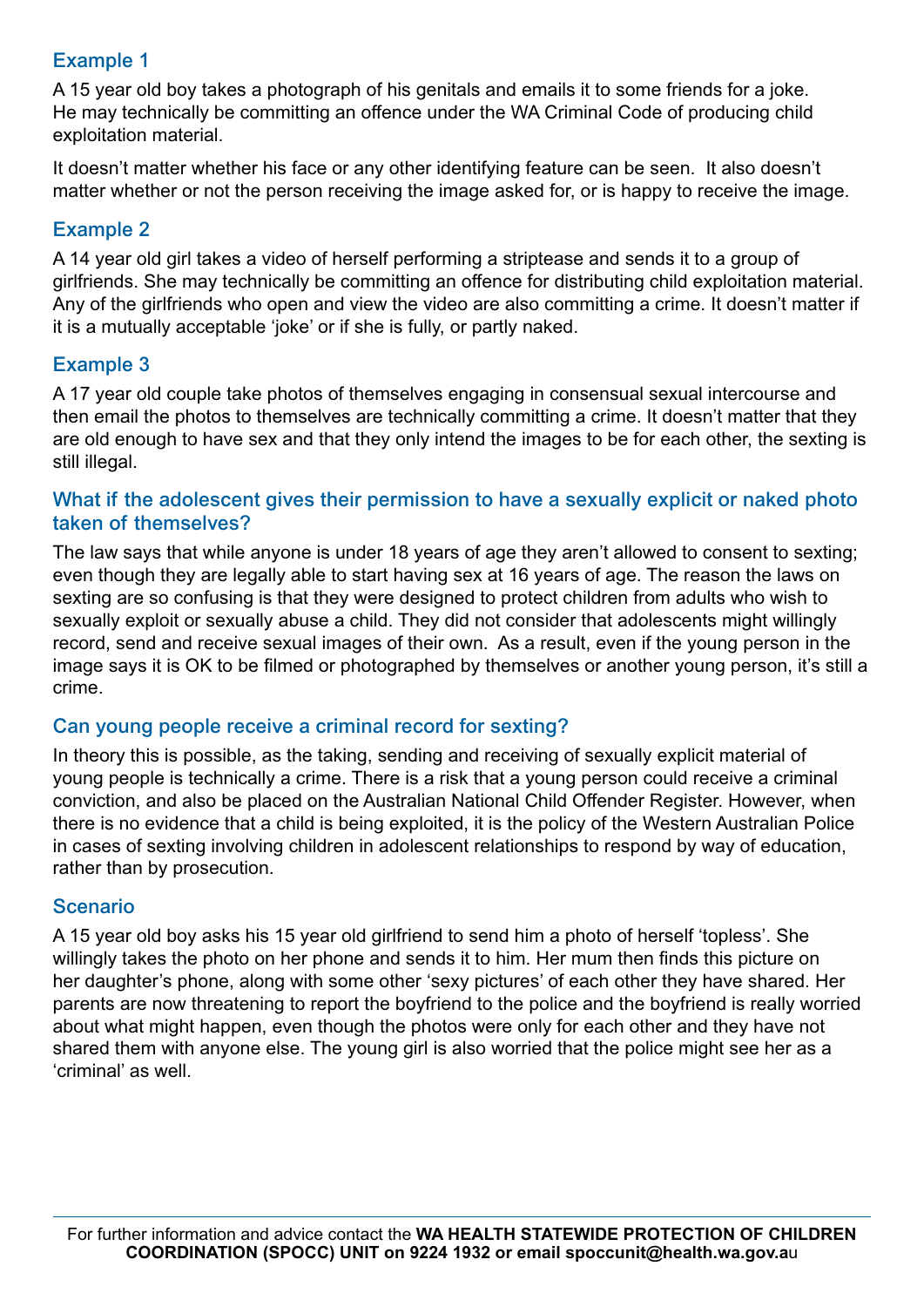### Example 1

A 15 year old boy takes a photograph of his genitals and emails it to some friends for a joke. He may technically be committing an offence under the WA Criminal Code of producing child exploitation material.

It doesn't matter whether his face or any other identifying feature can be seen. It also doesn't matter whether or not the person receiving the image asked for, or is happy to receive the image.

### Example 2

A 14 year old girl takes a video of herself performing a striptease and sends it to a group of girlfriends. She may technically be committing an offence for distributing child exploitation material. Any of the girlfriends who open and view the video are also committing a crime. It doesn't matter if it is a mutually acceptable 'joke' or if she is fully, or partly naked.

### Example 3

A 17 year old couple take photos of themselves engaging in consensual sexual intercourse and then email the photos to themselves are technically committing a crime. It doesn't matter that they are old enough to have sex and that they only intend the images to be for each other, the sexting is still illegal.

### What if the adolescent gives their permission to have a sexually explicit or naked photo taken of themselves?

The law says that while anyone is under 18 years of age they aren't allowed to consent to sexting; even though they are legally able to start having sex at 16 years of age. The reason the laws on sexting are so confusing is that they were designed to protect children from adults who wish to sexually exploit or sexually abuse a child. They did not consider that adolescents might willingly record, send and receive sexual images of their own. As a result, even if the young person in the image says it is OK to be filmed or photographed by themselves or another young person, it's still a crime.

### Can young people receive a criminal record for sexting?

In theory this is possible, as the taking, sending and receiving of sexually explicit material of young people is technically a crime. There is a risk that a young person could receive a criminal conviction, and also be placed on the Australian National Child Offender Register. However, when there is no evidence that a child is being exploited, it is the policy of the Western Australian Police in cases of sexting involving children in adolescent relationships to respond by way of education, rather than by prosecution.

### Scenario

A 15 year old boy asks his 15 year old girlfriend to send him a photo of herself 'topless'. She willingly takes the photo on her phone and sends it to him. Her mum then finds this picture on her daughter's phone, along with some other 'sexy pictures' of each other they have shared. Her parents are now threatening to report the boyfriend to the police and the boyfriend is really worried about what might happen, even though the photos were only for each other and they have not shared them with anyone else. The young girl is also worried that the police might see her as a 'criminal' as well.

For further information and advice contact the **WA HEALTH STATEWIDE PROTECTION OF CHILDREN COORDINATION (SPOCC) UNIT on 9224 1932 or email spoccunit@health.wa.gov.au**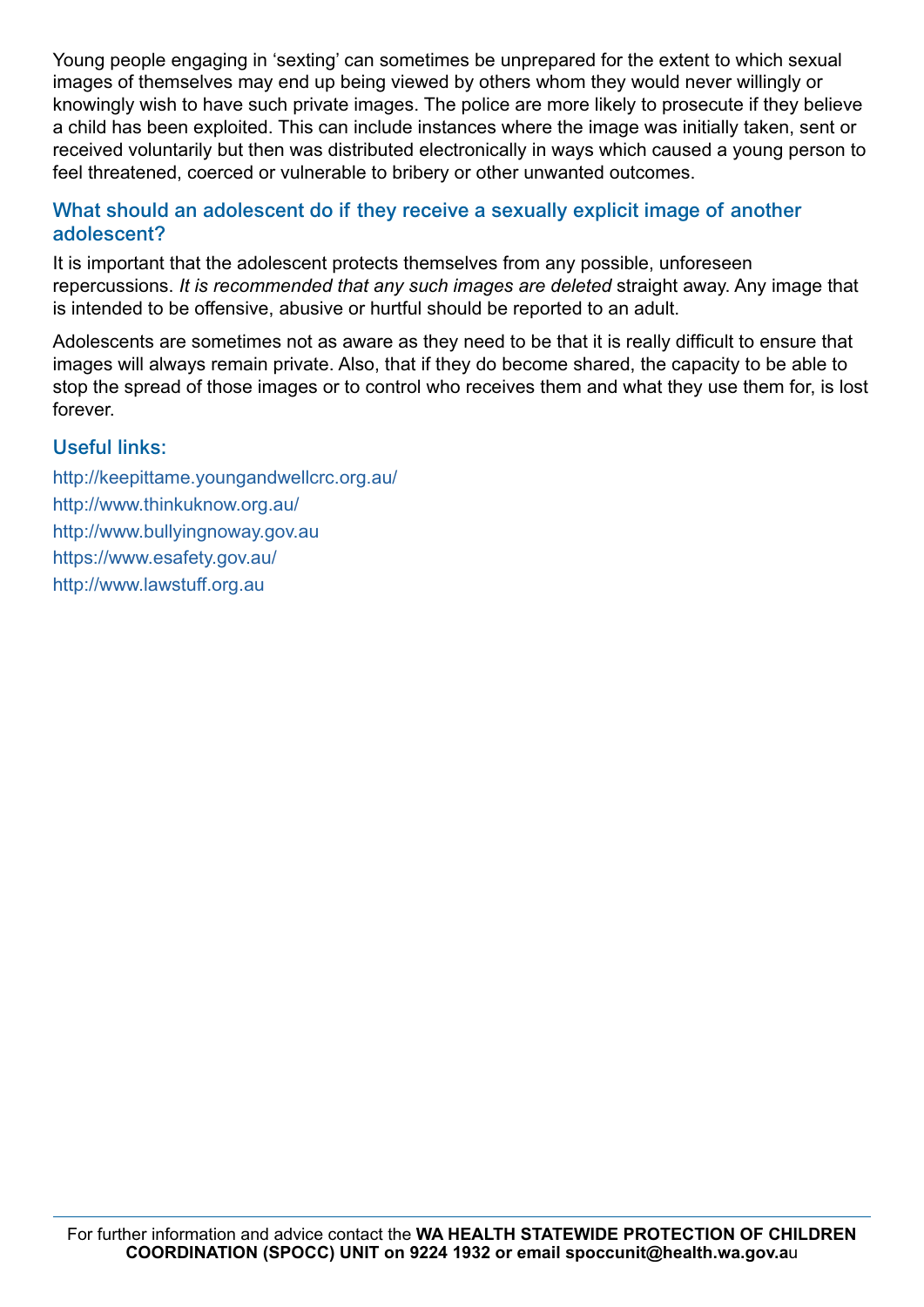Young people engaging in ‘sexting’ can sometimes be unprepared for the extent to which sexual images of themselves may end up being viewed by others whom they would never willingly or knowingly wish to have such private images. The police are more likely to prosecute if they believe a child has been exploited. This can include instances where the image was initially taken, sent or received voluntarily but then was distributed electronically in ways which caused a young person to feel threatened, coerced or vulnerable to bribery or other unwanted outcomes.

## What should an adolescent do if they receive a sexually explicit image of another adolescent?

It is important that the adolescent protects themselves from any possible, unforeseen repercussions. *It is recommended that any such images are deleted* straight away. Any image that is intended to be offensive, abusive or hurtful should be reported to an adult.

Adolescents are sometimes not as aware as they need to be that it is really difficult to ensure that images will always remain private. Also, that if they do become shared, the capacity to be able to stop the spread of those images or to control who receives them and what they use them for, is lost forever.

## Useful links:

http://keepittame.youngandwellcrc.org.au/
http://www.thinkuknow.org.au/
http://www.bullyingnoway.gov.au
https://www.esafety.gov.au/
http://www.lawstuff.org.au

For further information and advice contact the **WA HEALTH STATEWIDE PROTECTION OF CHILDREN COORDINATION (SPOCC) UNIT on 9224 1932 or email spoccunit@health.wa.gov.au**